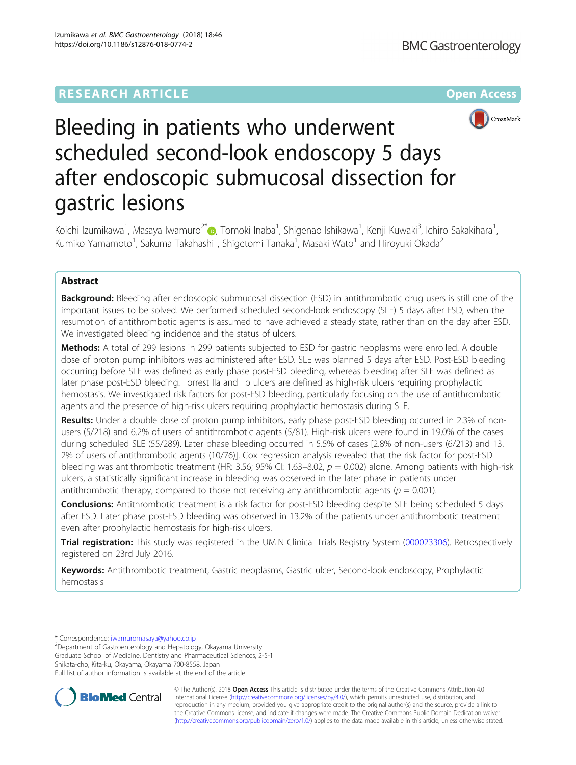RESEARCH ARTICLE

Open Access

# Bleeding in patients who underwent scheduled second-look endoscopy 5 days after endoscopic submucosal dissection for gastric lesions

Koichi Izumikawa[1], Masaya Iwamuro[2*], Tomoki Inaba[1], Shigenao Ishikawa[1], Kenji Kuwaki[3], Ichiro Sakakihara[1], Kumiko Yamamoto[1], Sakuma Takahashi[1], Shigetomi Tanaka[1], Masaki Wato[1] and Hiroyuki Okada[2]

## Abstract

**Background:** Bleeding after endoscopic submucosal dissection (ESD) in antithrombotic drug users is still one of the important issues to be solved. We performed scheduled second-look endoscopy (SLE) 5 days after ESD, when the resumption of antithrombotic agents is assumed to have achieved a steady state, rather than on the day after ESD. We investigated bleeding incidence and the status of ulcers.

**Methods:** A total of 299 lesions in 299 patients subjected to ESD for gastric neoplasms were enrolled. A double dose of proton pump inhibitors was administered after ESD. SLE was planned 5 days after ESD. Post-ESD bleeding occurring before SLE was defined as early phase post-ESD bleeding, whereas bleeding after SLE was defined as later phase post-ESD bleeding. Forrest IIa and IIb ulcers are defined as high-risk ulcers requiring prophylactic hemostasis. We investigated risk factors for post-ESD bleeding, particularly focusing on the use of antithrombotic agents and the presence of high-risk ulcers requiring prophylactic hemostasis during SLE.

**Results:** Under a double dose of proton pump inhibitors, early phase post-ESD bleeding occurred in 2.3% of non-users (5/218) and 6.2% of users of antithrombotic agents (5/81). High-risk ulcers were found in 19.0% of the cases during scheduled SLE (55/289). Later phase bleeding occurred in 5.5% of cases [2.8% of non-users (6/213) and 13.2% of users of antithrombotic agents (10/76)]. Cox regression analysis revealed that the risk factor for post-ESD bleeding was antithrombotic treatment (HR: 3.56; 95% CI: 1.63–8.02, $p = 0.002$) alone. Among patients with high-risk ulcers, a statistically significant increase in bleeding was observed in the later phase in patients under antithrombotic therapy, compared to those not receiving any antithrombotic agents ($p = 0.001$).

**Conclusions:** Antithrombotic treatment is a risk factor for post-ESD bleeding despite SLE being scheduled 5 days after ESD. Later phase post-ESD bleeding was observed in 13.2% of the patients under antithrombotic treatment even after prophylactic hemostasis for high-risk ulcers.

**Trial registration:** This study was registered in the UMIN Clinical Trials Registry System (000023306). Retrospectively registered on 23rd July 2016.

**Keywords:** Antithrombotic treatment, Gastric neoplasms, Gastric ulcer, Second-look endoscopy, Prophylactic hemostasis

* Correspondence: iwamuromasaya@yahoo.co.jp
[2]Department of Gastroenterology and Hepatology, Okayama University Graduate School of Medicine, Dentistry and Pharmaceutical Sciences, 2-5-1 Shikata-cho, Kita-ku, Okayama, Okayama 700-8558, Japan
Full list of author information is available at the end of the article

© The Author(s). 2018 **Open Access** This article is distributed under the terms of the Creative Commons Attribution 4.0 International License (http://creativecommons.org/licenses/by/4.0/), which permits unrestricted use, distribution, and reproduction in any medium, provided you give appropriate credit to the original author(s) and the source, provide a link to the Creative Commons license, and indicate if changes were made. The Creative Commons Public Domain Dedication waiver (http://creativecommons.org/publicdomain/zero/1.0/) applies to the data made available in this article, unless otherwise stated.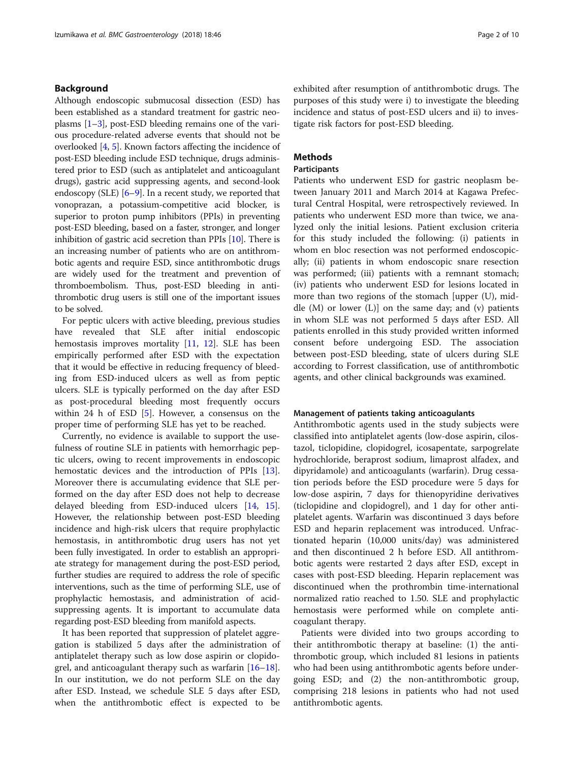## Background

Although endoscopic submucosal dissection (ESD) has been established as a standard treatment for gastric neoplasms [1–3], post-ESD bleeding remains one of the various procedure-related adverse events that should not be overlooked [4, 5]. Known factors affecting the incidence of post-ESD bleeding include ESD technique, drugs administered prior to ESD (such as antiplatelet and anticoagulant drugs), gastric acid suppressing agents, and second-look endoscopy (SLE) [6–9]. In a recent study, we reported that vonoprazan, a potassium-competitive acid blocker, is superior to proton pump inhibitors (PPIs) in preventing post-ESD bleeding, based on a faster, stronger, and longer inhibition of gastric acid secretion than PPIs [10]. There is an increasing number of patients who are on antithrombotic agents and require ESD, since antithrombotic drugs are widely used for the treatment and prevention of thromboembolism. Thus, post-ESD bleeding in antithrombotic drug users is still one of the important issues to be solved.

For peptic ulcers with active bleeding, previous studies have revealed that SLE after initial endoscopic hemostasis improves mortality [11, 12]. SLE has been empirically performed after ESD with the expectation that it would be effective in reducing frequency of bleeding from ESD-induced ulcers as well as from peptic ulcers. SLE is typically performed on the day after ESD as post-procedural bleeding most frequently occurs within 24 h of ESD [5]. However, a consensus on the proper time of performing SLE has yet to be reached.

Currently, no evidence is available to support the usefulness of routine SLE in patients with hemorrhagic peptic ulcers, owing to recent improvements in endoscopic hemostatic devices and the introduction of PPIs [13]. Moreover there is accumulating evidence that SLE performed on the day after ESD does not help to decrease delayed bleeding from ESD-induced ulcers [14, 15]. However, the relationship between post-ESD bleeding incidence and high-risk ulcers that require prophylactic hemostasis, in antithrombotic drug users has not yet been fully investigated. In order to establish an appropriate strategy for management during the post-ESD period, further studies are required to address the role of specific interventions, such as the time of performing SLE, use of prophylactic hemostasis, and administration of acid-suppressing agents. It is important to accumulate data regarding post-ESD bleeding from manifold aspects.

It has been reported that suppression of platelet aggregation is stabilized 5 days after the administration of antiplatelet therapy such as low dose aspirin or clopidogrel, and anticoagulant therapy such as warfarin [16–18]. In our institution, we do not perform SLE on the day after ESD. Instead, we schedule SLE 5 days after ESD, when the antithrombotic effect is expected to be exhibited after resumption of antithrombotic drugs. The purposes of this study were i) to investigate the bleeding incidence and status of post-ESD ulcers and ii) to investigate risk factors for post-ESD bleeding.

## Methods

### Participants

Patients who underwent ESD for gastric neoplasm between January 2011 and March 2014 at Kagawa Prefectural Central Hospital, were retrospectively reviewed. In patients who underwent ESD more than twice, we analyzed only the initial lesions. Patient exclusion criteria for this study included the following: (i) patients in whom en bloc resection was not performed endoscopically; (ii) patients in whom endoscopic snare resection was performed; (iii) patients with a remnant stomach; (iv) patients who underwent ESD for lesions located in more than two regions of the stomach [upper (U), middle (M) or lower (L)] on the same day; and (v) patients in whom SLE was not performed 5 days after ESD. All patients enrolled in this study provided written informed consent before undergoing ESD. The association between post-ESD bleeding, state of ulcers during SLE according to Forrest classification, use of antithrombotic agents, and other clinical backgrounds was examined.

### Management of patients taking anticoagulants

Antithrombotic agents used in the study subjects were classified into antiplatelet agents (low-dose aspirin, cilostazol, ticlopidine, clopidogrel, icosapentate, sarpogrelate hydrochloride, beraprost sodium, limaprost alfadex, and dipyridamole) and anticoagulants (warfarin). Drug cessation periods before the ESD procedure were 5 days for low-dose aspirin, 7 days for thienopyridine derivatives (ticlopidine and clopidogrel), and 1 day for other antiplatelet agents. Warfarin was discontinued 3 days before ESD and heparin replacement was introduced. Unfractionated heparin (10,000 units/day) was administered and then discontinued 2 h before ESD. All antithrombotic agents were restarted 2 days after ESD, except in cases with post-ESD bleeding. Heparin replacement was discontinued when the prothrombin time-international normalized ratio reached to 1.50. SLE and prophylactic hemostasis were performed while on complete anticoagulant therapy.

Patients were divided into two groups according to their antithrombotic therapy at baseline: (1) the antithrombotic group, which included 81 lesions in patients who had been using antithrombotic agents before undergoing ESD; and (2) the non-antithrombotic group, comprising 218 lesions in patients who had not used antithrombotic agents.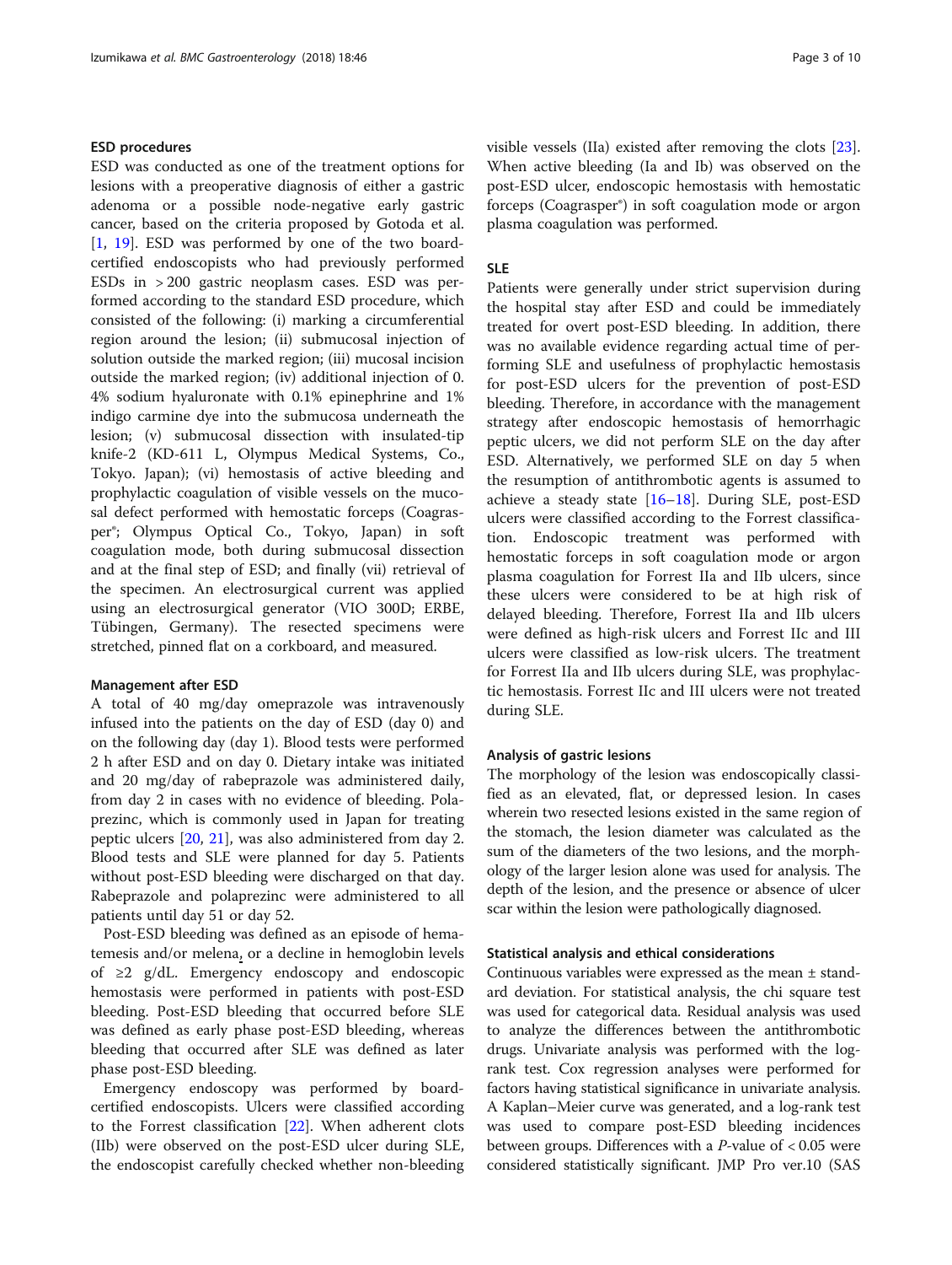### ESD procedures

ESD was conducted as one of the treatment options for lesions with a preoperative diagnosis of either a gastric adenoma or a possible node-negative early gastric cancer, based on the criteria proposed by Gotoda et al. [1, 19]. ESD was performed by one of the two board-certified endoscopists who had previously performed ESDs in > 200 gastric neoplasm cases. ESD was performed according to the standard ESD procedure, which consisted of the following: (i) marking a circumferential region around the lesion; (ii) submucosal injection of solution outside the marked region; (iii) mucosal incision outside the marked region; (iv) additional injection of 0.4% sodium hyaluronate with 0.1% epinephrine and 1% indigo carmine dye into the submucosa underneath the lesion; (v) submucosal dissection with insulated-tip knife-2 (KD-611 L, Olympus Medical Systems, Co., Tokyo. Japan); (vi) hemostasis of active bleeding and prophylactic coagulation of visible vessels on the mucosal defect performed with hemostatic forceps (Coagrasper®; Olympus Optical Co., Tokyo, Japan) in soft coagulation mode, both during submucosal dissection and at the final step of ESD; and finally (vii) retrieval of the specimen. An electrosurgical current was applied using an electrosurgical generator (VIO 300D; ERBE, Tübingen, Germany). The resected specimens were stretched, pinned flat on a corkboard, and measured.

### Management after ESD

A total of 40 mg/day omeprazole was intravenously infused into the patients on the day of ESD (day 0) and on the following day (day 1). Blood tests were performed 2 h after ESD and on day 0. Dietary intake was initiated and 20 mg/day of rabeprazole was administered daily, from day 2 in cases with no evidence of bleeding. Polaprezinc, which is commonly used in Japan for treating peptic ulcers [20, 21], was also administered from day 2. Blood tests and SLE were planned for day 5. Patients without post-ESD bleeding were discharged on that day. Rabeprazole and polaprezinc were administered to all patients until day 51 or day 52.

Post-ESD bleeding was defined as an episode of hematemesis and/or melena, or a decline in hemoglobin levels of ≥2 g/dL. Emergency endoscopy and endoscopic hemostasis were performed in patients with post-ESD bleeding. Post-ESD bleeding that occurred before SLE was defined as early phase post-ESD bleeding, whereas bleeding that occurred after SLE was defined as later phase post-ESD bleeding.

Emergency endoscopy was performed by board-certified endoscopists. Ulcers were classified according to the Forrest classification [22]. When adherent clots (IIb) were observed on the post-ESD ulcer during SLE, the endoscopist carefully checked whether non-bleeding visible vessels (IIa) existed after removing the clots [23]. When active bleeding (Ia and Ib) was observed on the post-ESD ulcer, endoscopic hemostasis with hemostatic forceps (Coagrasper®) in soft coagulation mode or argon plasma coagulation was performed.

### SLE

Patients were generally under strict supervision during the hospital stay after ESD and could be immediately treated for overt post-ESD bleeding. In addition, there was no available evidence regarding actual time of performing SLE and usefulness of prophylactic hemostasis for post-ESD ulcers for the prevention of post-ESD bleeding. Therefore, in accordance with the management strategy after endoscopic hemostasis of hemorrhagic peptic ulcers, we did not perform SLE on the day after ESD. Alternatively, we performed SLE on day 5 when the resumption of antithrombotic agents is assumed to achieve a steady state [16–18]. During SLE, post-ESD ulcers were classified according to the Forrest classification. Endoscopic treatment was performed with hemostatic forceps in soft coagulation mode or argon plasma coagulation for Forrest IIa and IIb ulcers, since these ulcers were considered to be at high risk of delayed bleeding. Therefore, Forrest IIa and IIb ulcers were defined as high-risk ulcers and Forrest IIc and III ulcers were classified as low-risk ulcers. The treatment for Forrest IIa and IIb ulcers during SLE, was prophylactic hemostasis. Forrest IIc and III ulcers were not treated during SLE.

### Analysis of gastric lesions

The morphology of the lesion was endoscopically classified as an elevated, flat, or depressed lesion. In cases wherein two resected lesions existed in the same region of the stomach, the lesion diameter was calculated as the sum of the diameters of the two lesions, and the morphology of the larger lesion alone was used for analysis. The depth of the lesion, and the presence or absence of ulcer scar within the lesion were pathologically diagnosed.

### Statistical analysis and ethical considerations

Continuous variables were expressed as the mean ± standard deviation. For statistical analysis, the chi square test was used for categorical data. Residual analysis was used to analyze the differences between the antithrombotic drugs. Univariate analysis was performed with the log-rank test. Cox regression analyses were performed for factors having statistical significance in univariate analysis. A Kaplan–Meier curve was generated, and a log-rank test was used to compare post-ESD bleeding incidences between groups. Differences with a $P$-value of $< 0.05$ were considered statistically significant. JMP Pro ver.10 (SAS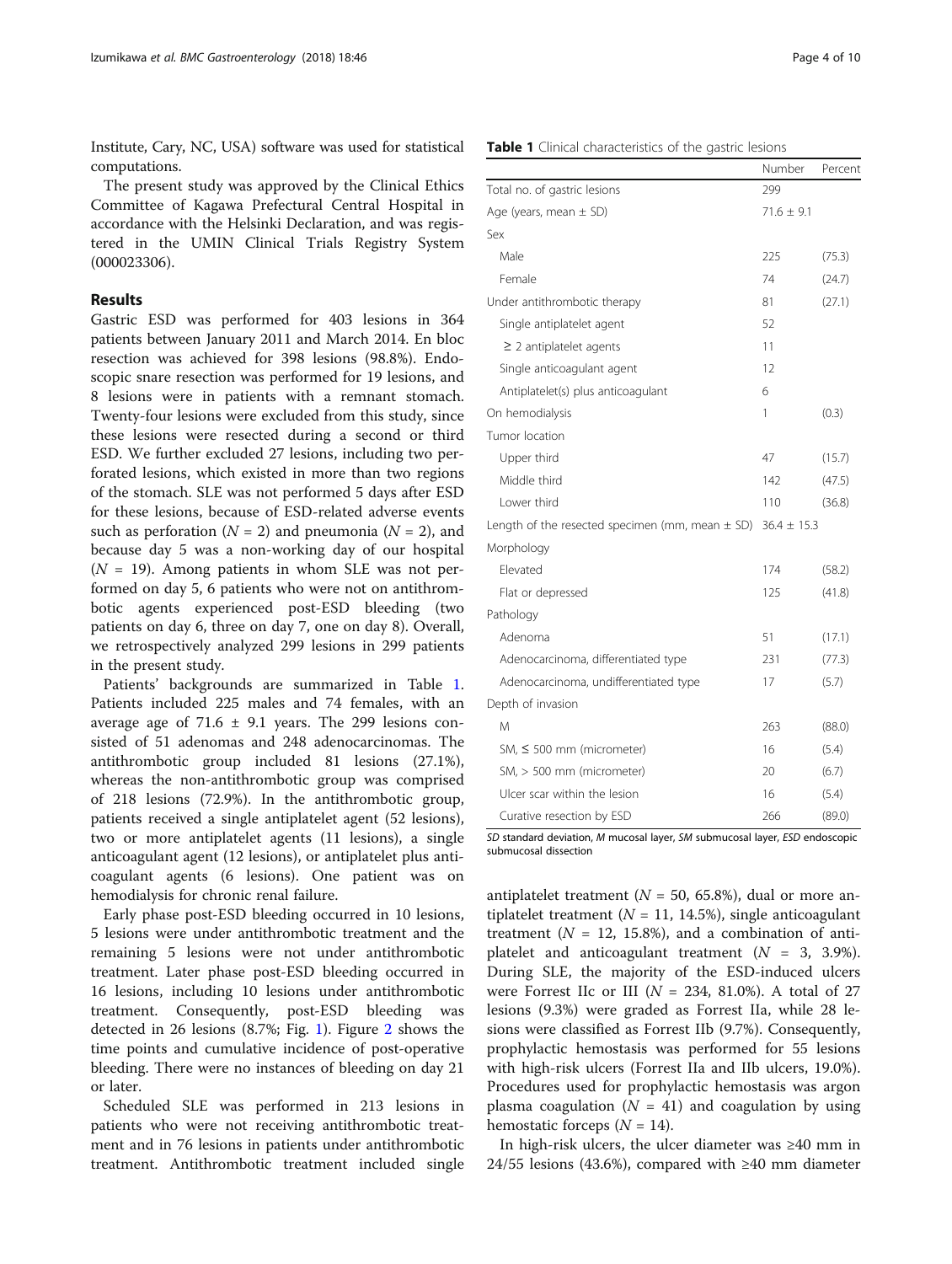Institute, Cary, NC, USA) software was used for statistical computations.

The present study was approved by the Clinical Ethics Committee of Kagawa Prefectural Central Hospital in accordance with the Helsinki Declaration, and was registered in the UMIN Clinical Trials Registry System (000023306).

## Results

Gastric ESD was performed for 403 lesions in 364 patients between January 2011 and March 2014. En bloc resection was achieved for 398 lesions (98.8%). Endoscopic snare resection was performed for 19 lesions, and 8 lesions were in patients with a remnant stomach. Twenty-four lesions were excluded from this study, since these lesions were resected during a second or third ESD. We further excluded 27 lesions, including two perforated lesions, which existed in more than two regions of the stomach. SLE was not performed 5 days after ESD for these lesions, because of ESD-related adverse events such as perforation ($N = 2$) and pneumonia ($N = 2$), and because day 5 was a non-working day of our hospital ($N = 19$). Among patients in whom SLE was not performed on day 5, 6 patients who were not on antithrombotic agents experienced post-ESD bleeding (two patients on day 6, three on day 7, one on day 8). Overall, we retrospectively analyzed 299 lesions in 299 patients in the present study.

Patients' backgrounds are summarized in Table 1. Patients included 225 males and 74 females, with an average age of 71.6 ± 9.1 years. The 299 lesions consisted of 51 adenomas and 248 adenocarcinomas. The antithrombotic group included 81 lesions (27.1%), whereas the non-antithrombotic group was comprised of 218 lesions (72.9%). In the antithrombotic group, patients received a single antiplatelet agent (52 lesions), two or more antiplatelet agents (11 lesions), a single anticoagulant agent (12 lesions), or antiplatelet plus anticoagulant agents (6 lesions). One patient was on hemodialysis for chronic renal failure.

Early phase post-ESD bleeding occurred in 10 lesions, 5 lesions were under antithrombotic treatment and the remaining 5 lesions were not under antithrombotic treatment. Later phase post-ESD bleeding occurred in 16 lesions, including 10 lesions under antithrombotic treatment. Consequently, post-ESD bleeding was detected in 26 lesions (8.7%; Fig. 1). Figure 2 shows the time points and cumulative incidence of post-operative bleeding. There were no instances of bleeding on day 21 or later.

Scheduled SLE was performed in 213 lesions in patients who were not receiving antithrombotic treatment and in 76 lesions in patients under antithrombotic treatment. Antithrombotic treatment included single antiplatelet treatment ($N = 50$, 65.8%), dual or more antiplatelet treatment ($N = 11$, 14.5%), single anticoagulant treatment ($N = 12$, 15.8%), and a combination of antiplatelet and anticoagulant treatment ($N = 3$, 3.9%). During SLE, the majority of the ESD-induced ulcers were Forrest IIc or III ($N = 234$, 81.0%). A total of 27 lesions (9.3%) were graded as Forrest IIa, while 28 lesions were classified as Forrest IIb (9.7%). Consequently, prophylactic hemostasis was performed for 55 lesions with high-risk ulcers (Forrest IIa and IIb ulcers, 19.0%). Procedures used for prophylactic hemostasis was argon plasma coagulation ($N = 41$) and coagulation by using hemostatic forceps ($N = 14$).

In high-risk ulcers, the ulcer diameter was ≥40 mm in 24/55 lesions (43.6%), compared with ≥40 mm diameter

**Table 1** Clinical characteristics of the gastric lesions

| | Number | Percent |
|---|---|---|
| Total no. of gastric lesions | 299 | |
| Age (years, mean ± SD) | 71.6 ± 9.1 | |
| Sex | | |
| Male | 225 | (75.3) |
| Female | 74 | (24.7) |
| Under antithrombotic therapy | 81 | (27.1) |
| Single antiplatelet agent | 52 | |
| ≥ 2 antiplatelet agents | 11 | |
| Single anticoagulant agent | 12 | |
| Antiplatelet(s) plus anticoagulant | 6 | |
| On hemodialysis | 1 | (0.3) |
| Tumor location | | |
| Upper third | 47 | (15.7) |
| Middle third | 142 | (47.5) |
| Lower third | 110 | (36.8) |
| Length of the resected specimen (mm, mean ± SD) | 36.4 ± 15.3 | |
| Morphology | | |
| Elevated | 174 | (58.2) |
| Flat or depressed | 125 | (41.8) |
| Pathology | | |
| Adenoma | 51 | (17.1) |
| Adenocarcinoma, differentiated type | 231 | (77.3) |
| Adenocarcinoma, undifferentiated type | 17 | (5.7) |
| Depth of invasion | | |
| M | 263 | (88.0) |
| SM, ≤ 500 mm (micrometer) | 16 | (5.4) |
| SM, > 500 mm (micrometer) | 20 | (6.7) |
| Ulcer scar within the lesion | 16 | (5.4) |
| Curative resection by ESD | 266 | (89.0) |

*SD* standard deviation, *M* mucosal layer, *SM* submucosal layer, *ESD* endoscopic submucosal dissection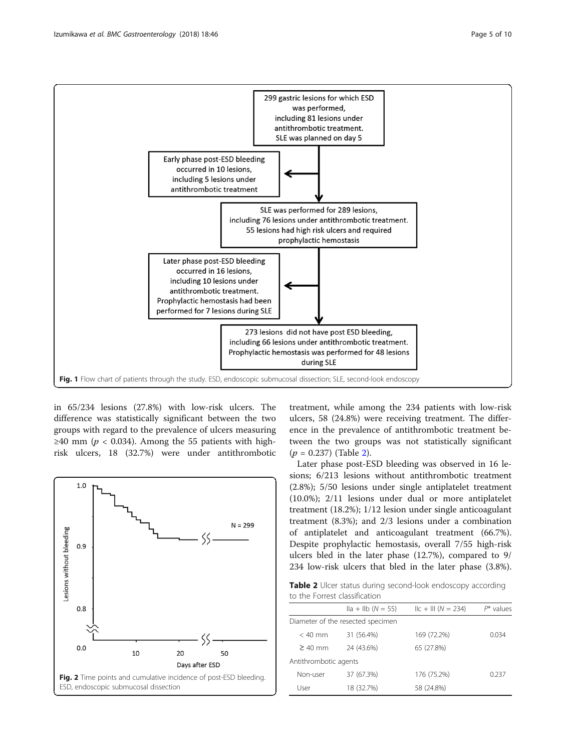Fig. 1 Flow chart of patients through the study. ESD, endoscopic submucosal dissection; SLE, second-look endoscopy

in 65/234 lesions (27.8%) with low-risk ulcers. The difference was statistically significant between the two groups with regard to the prevalence of ulcers measuring ≥40 mm ($p < 0.034$). Among the 55 patients with high-risk ulcers, 18 (32.7%) were under antithrombotic treatment, while among the 234 patients with low-risk ulcers, 58 (24.8%) were receiving treatment. The difference in the prevalence of antithrombotic treatment between the two groups was not statistically significant ($p = 0.237$) (Table 2).

Later phase post-ESD bleeding was observed in 16 lesions; 6/213 lesions without antithrombotic treatment (2.8%); 5/50 lesions under single antiplatelet treatment (10.0%); 2/11 lesions under dual or more antiplatelet treatment (18.2%); 1/12 lesion under single anticoagulant treatment (8.3%); and 2/3 lesions under a combination of antiplatelet and anticoagulant treatment (66.7%). Despite prophylactic hemostasis, overall 7/55 high-risk ulcers bled in the later phase (12.7%), compared to 9/234 low-risk ulcers that bled in the later phase (3.8%).

Fig. 2 Time points and cumulative incidence of post-ESD bleeding. ESD, endoscopic submucosal dissection

**Table 2** Ulcer status during second-look endoscopy according to the Forrest classification

| | IIa + IIb (N = 55) | IIc + III (N = 234) | P* values |
|---|---|---|---|
| Diameter of the resected specimen | | | |
| < 40 mm | 31 (56.4%) | 169 (72.2%) | 0.034 |
| ≥ 40 mm | 24 (43.6%) | 65 (27.8%) | |
| Antithrombotic agents | | | |
| Non-user | 37 (67.3%) | 176 (75.2%) | 0.237 |
| User | 18 (32.7%) | 58 (24.8%) | |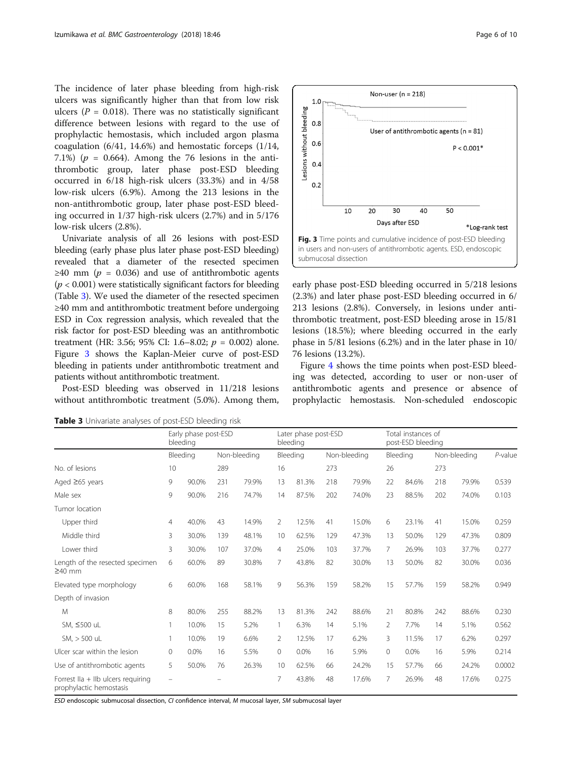The incidence of later phase bleeding from high-risk ulcers was significantly higher than that from low risk ulcers ($P = 0.018$). There was no statistically significant difference between lesions with regard to the use of prophylactic hemostasis, which included argon plasma coagulation (6/41, 14.6%) and hemostatic forceps (1/14, 7.1%) ($p = 0.664$). Among the 76 lesions in the antithrombotic group, later phase post-ESD bleeding occurred in 6/18 high-risk ulcers (33.3%) and in 4/58 low-risk ulcers (6.9%). Among the 213 lesions in the non-antithrombotic group, later phase post-ESD bleeding occurred in 1/37 high-risk ulcers (2.7%) and in 5/176 low-risk ulcers (2.8%).

Univariate analysis of all 26 lesions with post-ESD bleeding (early phase plus later phase post-ESD bleeding) revealed that a diameter of the resected specimen ≥40 mm ($p = 0.036$) and use of antithrombotic agents ($p < 0.001$) were statistically significant factors for bleeding (Table 3). We used the diameter of the resected specimen ≥40 mm and antithrombotic treatment before undergoing ESD in Cox regression analysis, which revealed that the risk factor for post-ESD bleeding was an antithrombotic treatment (HR: 3.56; 95% CI: 1.6–8.02; $p = 0.002$) alone. Figure 3 shows the Kaplan-Meier curve of post-ESD bleeding in patients under antithrombotic treatment and patients without antithrombotic treatment.

Post-ESD bleeding was observed in 11/218 lesions without antithrombotic treatment (5.0%). Among them, early phase post-ESD bleeding occurred in 5/218 lesions (2.3%) and later phase post-ESD bleeding occurred in 6/213 lesions (2.8%). Conversely, in lesions under antithrombotic treatment, post-ESD bleeding arose in 15/81 lesions (18.5%); where bleeding occurred in the early phase in 5/81 lesions (6.2%) and in the later phase in 10/76 lesions (13.2%).

Fig. 3 Time points and cumulative incidence of post-ESD bleeding in users and non-users of antithrombotic agents. ESD, endoscopic submucosal dissection

Figure 4 shows the time points when post-ESD bleeding was detected, according to user or non-user of antithrombotic agents and presence or absence of prophylactic hemostasis. Non-scheduled endoscopic

**Table 3** Univariate analyses of post-ESD bleeding risk

| | Early phase post-ESD bleeding | | | | Later phase post-ESD bleeding | | | | Total instances of post-ESD bleeding | | | | |
|---|---|---|---|---|---|---|---|---|---|---|---|---|---|
| | Bleeding | | Non-bleeding | | Bleeding | | Non-bleeding | | Bleeding | | Non-bleeding | | *P*-value |
| No. of lesions | 10 | | 289 | | 16 | | 273 | | 26 | | 273 | | |
| Aged ≥65 years | 9 | 90.0% | 231 | 79.9% | 13 | 81.3% | 218 | 79.9% | 22 | 84.6% | 218 | 79.9% | 0.539 |
| Male sex | 9 | 90.0% | 216 | 74.7% | 14 | 87.5% | 202 | 74.0% | 23 | 88.5% | 202 | 74.0% | 0.103 |
| Tumor location | | | | | | | | | | | | | |
| Upper third | 4 | 40.0% | 43 | 14.9% | 2 | 12.5% | 41 | 15.0% | 6 | 23.1% | 41 | 15.0% | 0.259 |
| Middle third | 3 | 30.0% | 139 | 48.1% | 10 | 62.5% | 129 | 47.3% | 13 | 50.0% | 129 | 47.3% | 0.809 |
| Lower third | 3 | 30.0% | 107 | 37.0% | 4 | 25.0% | 103 | 37.7% | 7 | 26.9% | 103 | 37.7% | 0.277 |
| Length of the resected specimen ≥40 mm | 6 | 60.0% | 89 | 30.8% | 7 | 43.8% | 82 | 30.0% | 13 | 50.0% | 82 | 30.0% | 0.036 |
| Elevated type morphology | 6 | 60.0% | 168 | 58.1% | 9 | 56.3% | 159 | 58.2% | 15 | 57.7% | 159 | 58.2% | 0.949 |
| Depth of invasion | | | | | | | | | | | | | |
| M | 8 | 80.0% | 255 | 88.2% | 13 | 81.3% | 242 | 88.6% | 21 | 80.8% | 242 | 88.6% | 0.230 |
| SM, ≤500 uL | 1 | 10.0% | 15 | 5.2% | 1 | 6.3% | 14 | 5.1% | 2 | 7.7% | 14 | 5.1% | 0.562 |
| SM, > 500 uL | 1 | 10.0% | 19 | 6.6% | 2 | 12.5% | 17 | 6.2% | 3 | 11.5% | 17 | 6.2% | 0.297 |
| Ulcer scar within the lesion | 0 | 0.0% | 16 | 5.5% | 0 | 0.0% | 16 | 5.9% | 0 | 0.0% | 16 | 5.9% | 0.214 |
| Use of antithrombotic agents | 5 | 50.0% | 76 | 26.3% | 10 | 62.5% | 66 | 24.2% | 15 | 57.7% | 66 | 24.2% | 0.0002 |
| Forrest IIa + IIb ulcers requiring prophylactic hemostasis | – | | – | | 7 | 43.8% | 48 | 17.6% | 7 | 26.9% | 48 | 17.6% | 0.275 |

*ESD* endoscopic submucosal dissection, *CI* confidence interval, *M* mucosal layer, *SM* submucosal layer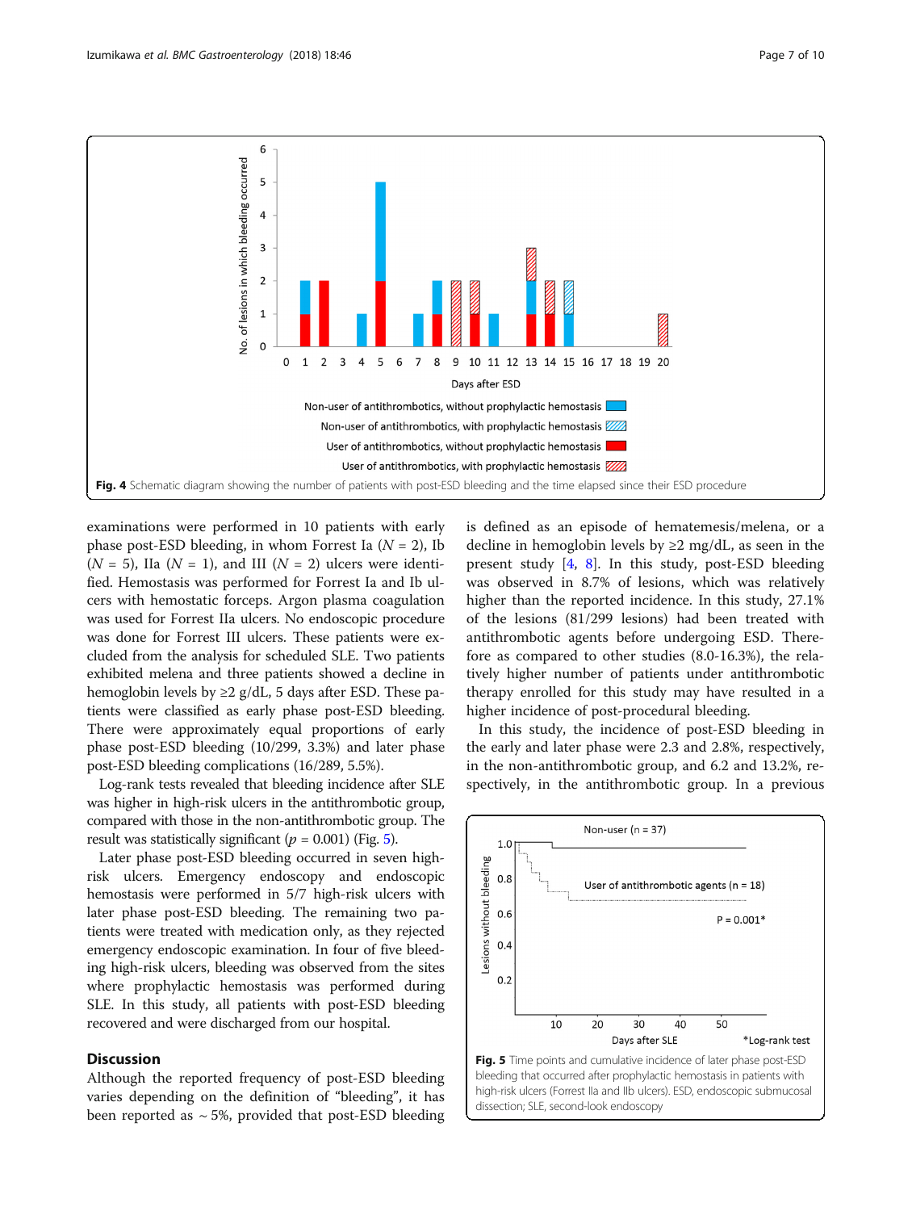Fig. 4 Schematic diagram showing the number of patients with post-ESD bleeding and the time elapsed since their ESD procedure

examinations were performed in 10 patients with early phase post-ESD bleeding, in whom Forrest Ia ($N = 2$), Ib ($N = 5$), IIa ($N = 1$), and III ($N = 2$) ulcers were identified. Hemostasis was performed for Forrest Ia and Ib ulcers with hemostatic forceps. Argon plasma coagulation was used for Forrest IIa ulcers. No endoscopic procedure was done for Forrest III ulcers. These patients were excluded from the analysis for scheduled SLE. Two patients exhibited melena and three patients showed a decline in hemoglobin levels by ≥2 g/dL, 5 days after ESD. These patients were classified as early phase post-ESD bleeding. There were approximately equal proportions of early phase post-ESD bleeding (10/299, 3.3%) and later phase post-ESD bleeding complications (16/289, 5.5%).

Log-rank tests revealed that bleeding incidence after SLE was higher in high-risk ulcers in the antithrombotic group, compared with those in the non-antithrombotic group. The result was statistically significant ($p = 0.001$) (Fig. 5).

Later phase post-ESD bleeding occurred in seven high-risk ulcers. Emergency endoscopy and endoscopic hemostasis were performed in 5/7 high-risk ulcers with later phase post-ESD bleeding. The remaining two patients were treated with medication only, as they rejected emergency endoscopic examination. In four of five bleeding high-risk ulcers, bleeding was observed from the sites where prophylactic hemostasis was performed during SLE. In this study, all patients with post-ESD bleeding recovered and were discharged from our hospital.

## Discussion

Although the reported frequency of post-ESD bleeding varies depending on the definition of "bleeding", it has been reported as ~ 5%, provided that post-ESD bleeding is defined as an episode of hematemesis/melena, or a decline in hemoglobin levels by ≥2 mg/dL, as seen in the present study [4, 8]. In this study, post-ESD bleeding was observed in 8.7% of lesions, which was relatively higher than the reported incidence. In this study, 27.1% of the lesions (81/299 lesions) had been treated with antithrombotic agents before undergoing ESD. Therefore as compared to other studies (8.0-16.3%), the relatively higher number of patients under antithrombotic therapy enrolled for this study may have resulted in a higher incidence of post-procedural bleeding.

In this study, the incidence of post-ESD bleeding in the early and later phase were 2.3 and 2.8%, respectively, in the non-antithrombotic group, and 6.2 and 13.2%, respectively, in the antithrombotic group. In a previous

Fig. 5 Time points and cumulative incidence of later phase post-ESD bleeding that occurred after prophylactic hemostasis in patients with high-risk ulcers (Forrest IIa and IIb ulcers). ESD, endoscopic submucosal dissection; SLE, second-look endoscopy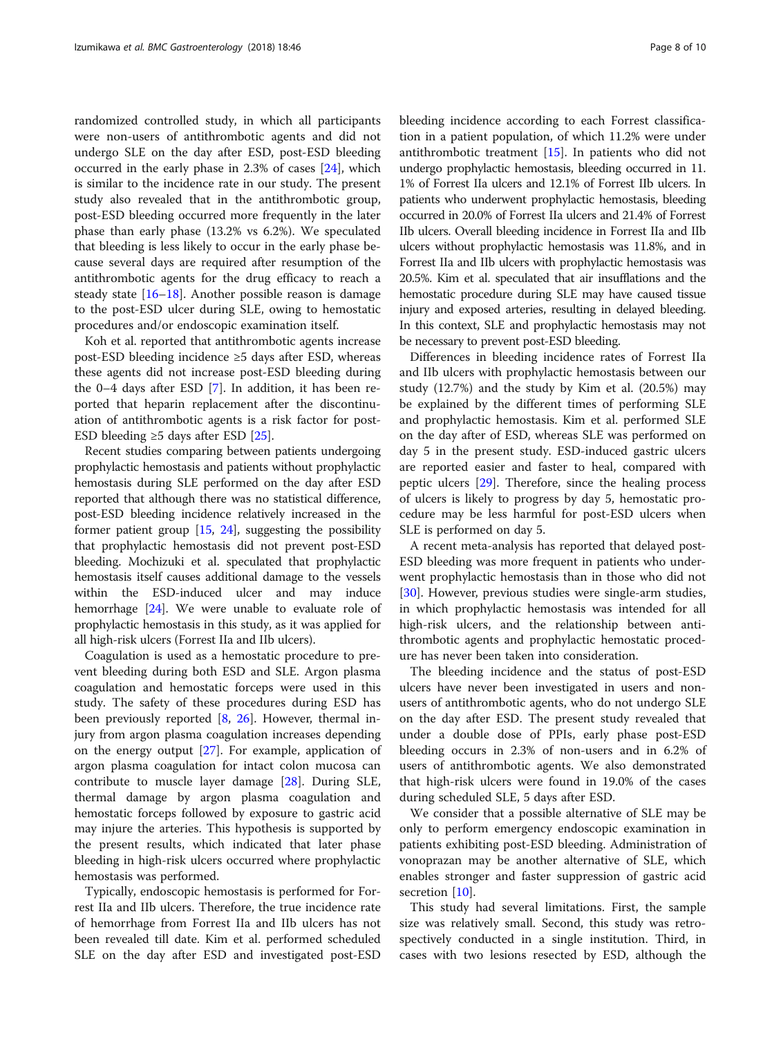randomized controlled study, in which all participants were non-users of antithrombotic agents and did not undergo SLE on the day after ESD, post-ESD bleeding occurred in the early phase in 2.3% of cases [24], which is similar to the incidence rate in our study. The present study also revealed that in the antithrombotic group, post-ESD bleeding occurred more frequently in the later phase than early phase (13.2% vs 6.2%). We speculated that bleeding is less likely to occur in the early phase because several days are required after resumption of the antithrombotic agents for the drug efficacy to reach a steady state [16–18]. Another possible reason is damage to the post-ESD ulcer during SLE, owing to hemostatic procedures and/or endoscopic examination itself.

Koh et al. reported that antithrombotic agents increase post-ESD bleeding incidence ≥5 days after ESD, whereas these agents did not increase post-ESD bleeding during the 0–4 days after ESD [7]. In addition, it has been reported that heparin replacement after the discontinuation of antithrombotic agents is a risk factor for post-ESD bleeding ≥5 days after ESD [25].

Recent studies comparing between patients undergoing prophylactic hemostasis and patients without prophylactic hemostasis during SLE performed on the day after ESD reported that although there was no statistical difference, post-ESD bleeding incidence relatively increased in the former patient group [15, 24], suggesting the possibility that prophylactic hemostasis did not prevent post-ESD bleeding. Mochizuki et al. speculated that prophylactic hemostasis itself causes additional damage to the vessels within the ESD-induced ulcer and may induce hemorrhage [24]. We were unable to evaluate role of prophylactic hemostasis in this study, as it was applied for all high-risk ulcers (Forrest IIa and IIb ulcers).

Coagulation is used as a hemostatic procedure to prevent bleeding during both ESD and SLE. Argon plasma coagulation and hemostatic forceps were used in this study. The safety of these procedures during ESD has been previously reported [8, 26]. However, thermal injury from argon plasma coagulation increases depending on the energy output [27]. For example, application of argon plasma coagulation for intact colon mucosa can contribute to muscle layer damage [28]. During SLE, thermal damage by argon plasma coagulation and hemostatic forceps followed by exposure to gastric acid may injure the arteries. This hypothesis is supported by the present results, which indicated that later phase bleeding in high-risk ulcers occurred where prophylactic hemostasis was performed.

Typically, endoscopic hemostasis is performed for Forrest IIa and IIb ulcers. Therefore, the true incidence rate of hemorrhage from Forrest IIa and IIb ulcers has not been revealed till date. Kim et al. performed scheduled SLE on the day after ESD and investigated post-ESD bleeding incidence according to each Forrest classification in a patient population, of which 11.2% were under antithrombotic treatment [15]. In patients who did not undergo prophylactic hemostasis, bleeding occurred in 11.1% of Forrest IIa ulcers and 12.1% of Forrest IIb ulcers. In patients who underwent prophylactic hemostasis, bleeding occurred in 20.0% of Forrest IIa ulcers and 21.4% of Forrest IIb ulcers. Overall bleeding incidence in Forrest IIa and IIb ulcers without prophylactic hemostasis was 11.8%, and in Forrest IIa and IIb ulcers with prophylactic hemostasis was 20.5%. Kim et al. speculated that air insufflations and the hemostatic procedure during SLE may have caused tissue injury and exposed arteries, resulting in delayed bleeding. In this context, SLE and prophylactic hemostasis may not be necessary to prevent post-ESD bleeding.

Differences in bleeding incidence rates of Forrest IIa and IIb ulcers with prophylactic hemostasis between our study (12.7%) and the study by Kim et al. (20.5%) may be explained by the different times of performing SLE and prophylactic hemostasis. Kim et al. performed SLE on the day after of ESD, whereas SLE was performed on day 5 in the present study. ESD-induced gastric ulcers are reported easier and faster to heal, compared with peptic ulcers [29]. Therefore, since the healing process of ulcers is likely to progress by day 5, hemostatic procedure may be less harmful for post-ESD ulcers when SLE is performed on day 5.

A recent meta-analysis has reported that delayed post-ESD bleeding was more frequent in patients who underwent prophylactic hemostasis than in those who did not [30]. However, previous studies were single-arm studies, in which prophylactic hemostasis was intended for all high-risk ulcers, and the relationship between antithrombotic agents and prophylactic hemostatic procedure has never been taken into consideration.

The bleeding incidence and the status of post-ESD ulcers have never been investigated in users and non-users of antithrombotic agents, who do not undergo SLE on the day after ESD. The present study revealed that under a double dose of PPIs, early phase post-ESD bleeding occurs in 2.3% of non-users and in 6.2% of users of antithrombotic agents. We also demonstrated that high-risk ulcers were found in 19.0% of the cases during scheduled SLE, 5 days after ESD.

We consider that a possible alternative of SLE may be only to perform emergency endoscopic examination in patients exhibiting post-ESD bleeding. Administration of vonoprazan may be another alternative of SLE, which enables stronger and faster suppression of gastric acid secretion [10].

This study had several limitations. First, the sample size was relatively small. Second, this study was retrospectively conducted in a single institution. Third, in cases with two lesions resected by ESD, although the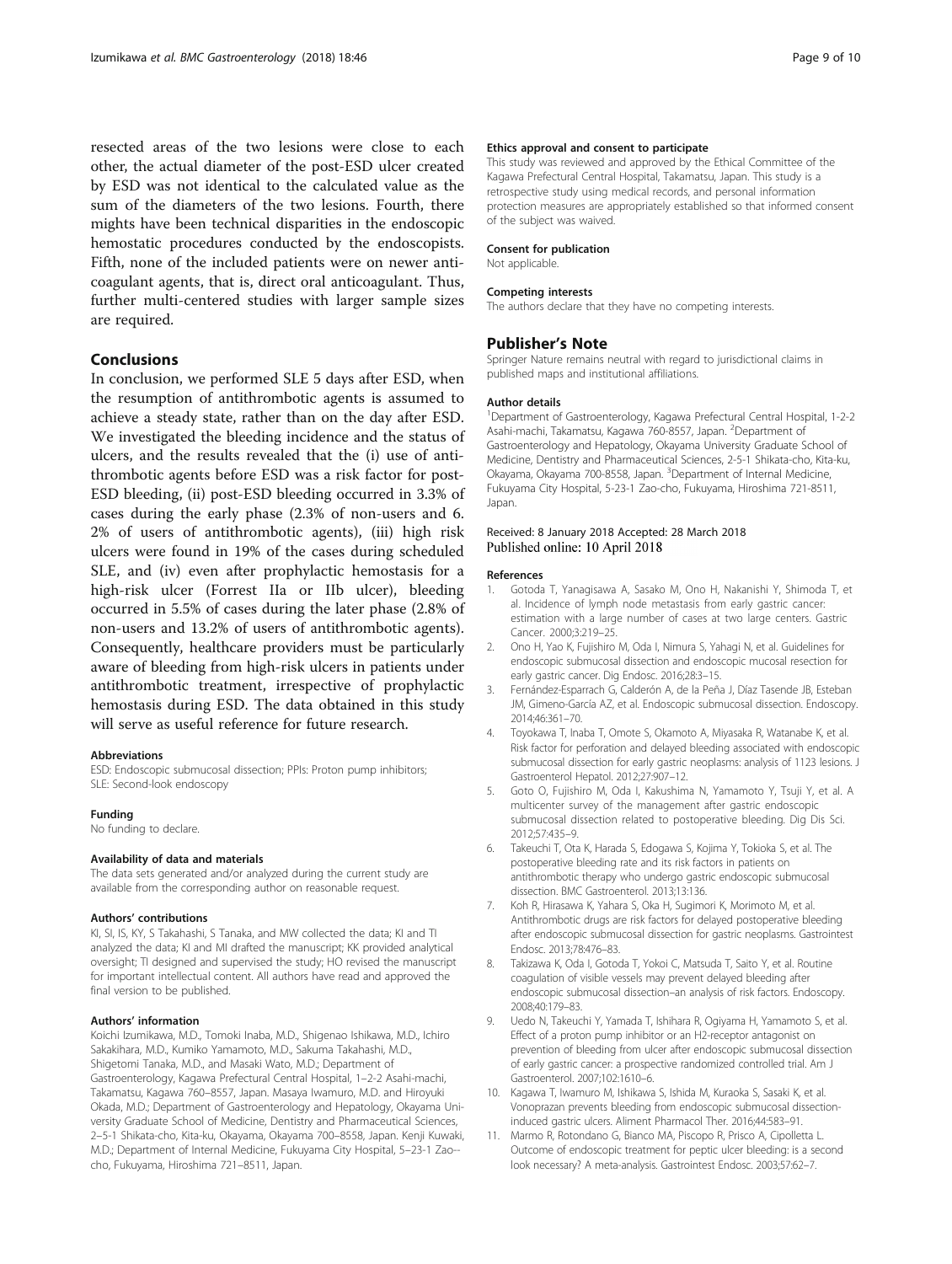resected areas of the two lesions were close to each other, the actual diameter of the post-ESD ulcer created by ESD was not identical to the calculated value as the sum of the diameters of the two lesions. Fourth, there mights have been technical disparities in the endoscopic hemostatic procedures conducted by the endoscopists. Fifth, none of the included patients were on newer anticoagulant agents, that is, direct oral anticoagulant. Thus, further multi-centered studies with larger sample sizes are required.

## Conclusions

In conclusion, we performed SLE 5 days after ESD, when the resumption of antithrombotic agents is assumed to achieve a steady state, rather than on the day after ESD. We investigated the bleeding incidence and the status of ulcers, and the results revealed that the (i) use of antithrombotic agents before ESD was a risk factor for post-ESD bleeding, (ii) post-ESD bleeding occurred in 3.3% of cases during the early phase (2.3% of non-users and 6.2% of users of antithrombotic agents), (iii) high risk ulcers were found in 19% of the cases during scheduled SLE, and (iv) even after prophylactic hemostasis for a high-risk ulcer (Forrest IIa or IIb ulcer), bleeding occurred in 5.5% of cases during the later phase (2.8% of non-users and 13.2% of users of antithrombotic agents). Consequently, healthcare providers must be particularly aware of bleeding from high-risk ulcers in patients under antithrombotic treatment, irrespective of prophylactic hemostasis during ESD. The data obtained in this study will serve as useful reference for future research.

#### Abbreviations

ESD: Endoscopic submucosal dissection; PPIs: Proton pump inhibitors; SLE: Second-look endoscopy

#### Funding

No funding to declare.

#### Availability of data and materials

The data sets generated and/or analyzed during the current study are available from the corresponding author on reasonable request.

#### Authors' contributions

KI, SI, IS, KY, S Takahashi, S Tanaka, and MW collected the data; KI and TI analyzed the data; KI and MI drafted the manuscript; KK provided analytical oversight; TI designed and supervised the study; HO revised the manuscript for important intellectual content. All authors have read and approved the final version to be published.

#### Authors' information

Koichi Izumikawa, M.D., Tomoki Inaba, M.D., Shigenao Ishikawa, M.D., Ichiro Sakakihara, M.D., Kumiko Yamamoto, M.D., Sakuma Takahashi, M.D., Shigetomi Tanaka, M.D., and Masaki Wato, M.D.; Department of Gastroenterology, Kagawa Prefectural Central Hospital, 1–2-2 Asahi-machi, Takamatsu, Kagawa 760–8557, Japan. Masaya Iwamuro, M.D. and Hiroyuki Okada, M.D.; Department of Gastroenterology and Hepatology, Okayama University Graduate School of Medicine, Dentistry and Pharmaceutical Sciences, 2–5-1 Shikata-cho, Kita-ku, Okayama, Okayama 700–8558, Japan. Kenji Kuwaki, M.D.; Department of Internal Medicine, Fukuyama City Hospital, 5–23-1 Zao--cho, Fukuyama, Hiroshima 721–8511, Japan.

#### Ethics approval and consent to participate

This study was reviewed and approved by the Ethical Committee of the Kagawa Prefectural Central Hospital, Takamatsu, Japan. This study is a retrospective study using medical records, and personal information protection measures are appropriately established so that informed consent of the subject was waived.

#### Consent for publication

Not applicable.

#### Competing interests

The authors declare that they have no competing interests.

## Publisher's Note

Springer Nature remains neutral with regard to jurisdictional claims in published maps and institutional affiliations.

#### Author details

[1]Department of Gastroenterology, Kagawa Prefectural Central Hospital, 1-2-2 Asahi-machi, Takamatsu, Kagawa 760-8557, Japan. [2]Department of Gastroenterology and Hepatology, Okayama University Graduate School of Medicine, Dentistry and Pharmaceutical Sciences, 2-5-1 Shikata-cho, Kita-ku, Okayama, Okayama 700-8558, Japan. [3]Department of Internal Medicine, Fukuyama City Hospital, 5-23-1 Zao-cho, Fukuyama, Hiroshima 721-8511, Japan.

Received: 8 January 2018 Accepted: 28 March 2018
Published online: 10 April 2018

#### References

1. Gotoda T, Yanagisawa A, Sasako M, Ono H, Nakanishi Y, Shimoda T, et al. Incidence of lymph node metastasis from early gastric cancer: estimation with a large number of cases at two large centers. Gastric Cancer. 2000;3:219–25.
2. Ono H, Yao K, Fujishiro M, Oda I, Nimura S, Yahagi N, et al. Guidelines for endoscopic submucosal dissection and endoscopic mucosal resection for early gastric cancer. Dig Endosc. 2016;28:3–15.
3. Fernández-Esparrach G, Calderón A, de la Peña J, Díaz Tasende JB, Esteban JM, Gimeno-García AZ, et al. Endoscopic submucosal dissection. Endoscopy. 2014;46:361–70.
4. Toyokawa T, Inaba T, Omote S, Okamoto A, Miyasaka R, Watanabe K, et al. Risk factor for perforation and delayed bleeding associated with endoscopic submucosal dissection for early gastric neoplasms: analysis of 1123 lesions. J Gastroenterol Hepatol. 2012;27:907–12.
5. Goto O, Fujishiro M, Oda I, Kakushima N, Yamamoto Y, Tsuji Y, et al. A multicenter survey of the management after gastric endoscopic submucosal dissection related to postoperative bleeding. Dig Dis Sci. 2012;57:435–9.
6. Takeuchi T, Ota K, Harada S, Edogawa S, Kojima Y, Tokioka S, et al. The postoperative bleeding rate and its risk factors in patients on antithrombotic therapy who undergo gastric endoscopic submucosal dissection. BMC Gastroenterol. 2013;13:136.
7. Koh R, Hirasawa K, Yahara S, Oka H, Sugimori K, Morimoto M, et al. Antithrombotic drugs are risk factors for delayed postoperative bleeding after endoscopic submucosal dissection for gastric neoplasms. Gastrointest Endosc. 2013;78:476–83.
8. Takizawa K, Oda I, Gotoda T, Yokoi C, Matsuda T, Saito Y, et al. Routine coagulation of visible vessels may prevent delayed bleeding after endoscopic submucosal dissection–an analysis of risk factors. Endoscopy. 2008;40:179–83.
9. Uedo N, Takeuchi Y, Yamada T, Ishihara R, Ogiyama H, Yamamoto S, et al. Effect of a proton pump inhibitor or an H2-receptor antagonist on prevention of bleeding from ulcer after endoscopic submucosal dissection of early gastric cancer: a prospective randomized controlled trial. Am J Gastroenterol. 2007;102:1610–6.
10. Kagawa T, Iwamuro M, Ishikawa S, Ishida M, Kuraoka S, Sasaki K, et al. Vonoprazan prevents bleeding from endoscopic submucosal dissection-induced gastric ulcers. Aliment Pharmacol Ther. 2016;44:583–91.
11. Marmo R, Rotondano G, Bianco MA, Piscopo R, Prisco A, Cipolletta L. Outcome of endoscopic treatment for peptic ulcer bleeding: is a second look necessary? A meta-analysis. Gastrointest Endosc. 2003;57:62–7.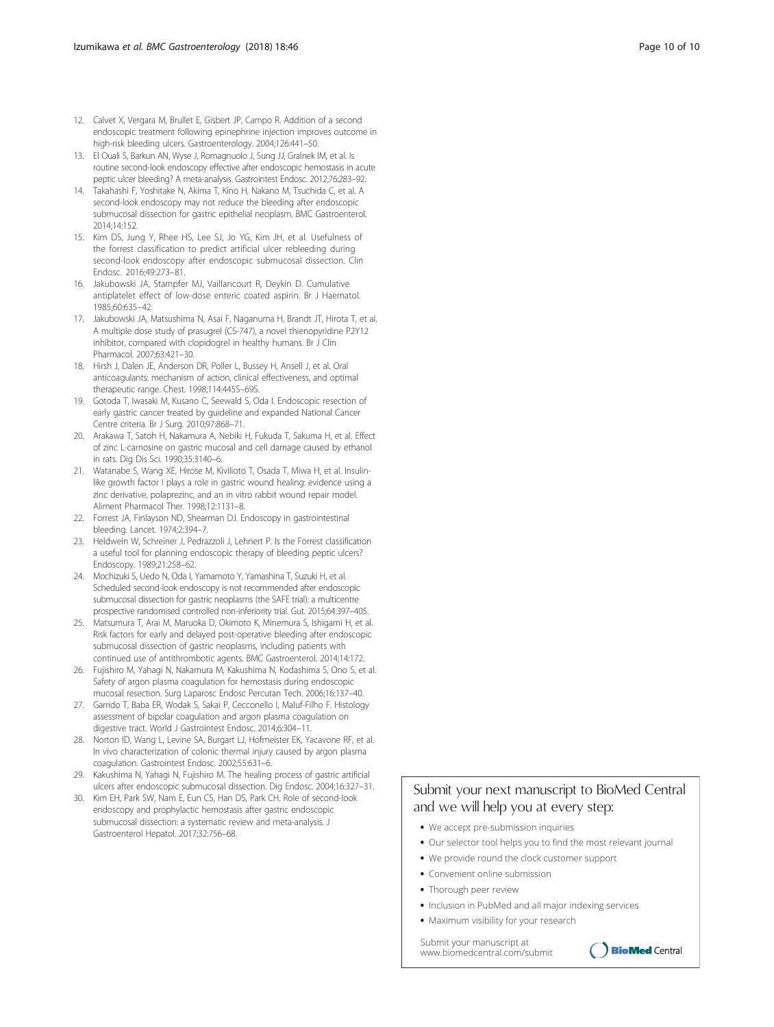12. Calvet X, Vergara M, Brullet E, Gisbert JP, Campo R. Addition of a second endoscopic treatment following epinephrine injection improves outcome in high-risk bleeding ulcers. Gastroenterology. 2004;126:441–50.
13. El Ouali S, Barkun AN, Wyse J, Romagnuolo J, Sung JJ, Gralnek IM, et al. Is routine second-look endoscopy effective after endoscopic hemostasis in acute peptic ulcer bleeding? A meta-analysis. Gastrointest Endosc. 2012;76:283–92.
14. Takahashi F, Yoshitake N, Akima T, Kino H, Nakano M, Tsuchida C, et al. A second-look endoscopy may not reduce the bleeding after endoscopic submucosal dissection for gastric epithelial neoplasm. BMC Gastroenterol. 2014;14:152.
15. Kim DS, Jung Y, Rhee HS, Lee SJ, Jo YG, Kim JH, et al. Usefulness of the forrest classification to predict artificial ulcer rebleeding during second-look endoscopy after endoscopic submucosal dissection. Clin Endosc. 2016;49:273–81.
16. Jakubowski JA, Stampfer MJ, Vaillancourt R, Deykin D. Cumulative antiplatelet effect of low-dose enteric coated aspirin. Br J Haematol. 1985;60:635–42.
17. Jakubowski JA, Matsushima N, Asai F, Naganuma H, Brandt JT, Hirota T, et al. A multiple dose study of prasugrel (CS-747), a novel thienopyridine P2Y12 inhibitor, compared with clopidogrel in healthy humans. Br J Clin Pharmacol. 2007;63:421–30.
18. Hirsh J, Dalen JE, Anderson DR, Poller L, Bussey H, Ansell J, et al. Oral anticoagulants: mechanism of action, clinical effectiveness, and optimal therapeutic range. Chest. 1998;114:445S–69S.
19. Gotoda T, Iwasaki M, Kusano C, Seewald S, Oda I. Endoscopic resection of early gastric cancer treated by guideline and expanded National Cancer Centre criteria. Br J Surg. 2010;97:868–71.
20. Arakawa T, Satoh H, Nakamura A, Nebiki H, Fukuda T, Sakuma H, et al. Effect of zinc L-carnosine on gastric mucosal and cell damage caused by ethanol in rats. Dig Dis Sci. 1990;35:3140–6.
21. Watanabe S, Wang XE, Hirose M, Kivilioto T, Osada T, Miwa H, et al. Insulin-like growth factor I plays a role in gastric wound healing: evidence using a zinc derivative, polaprezinc, and an in vitro rabbit wound repair model. Aliment Pharmacol Ther. 1998;12:1131–8.
22. Forrest JA, Finlayson ND, Shearman DJ. Endoscopy in gastrointestinal bleeding. Lancet. 1974;2:394–7.
23. Heldwein W, Schreiner J, Pedrazzoli J, Lehnert P. Is the Forrest classification a useful tool for planning endoscopic therapy of bleeding peptic ulcers? Endoscopy. 1989;21:258–62.
24. Mochizuki S, Uedo N, Oda I, Yamamoto Y, Yamashina T, Suzuki H, et al. Scheduled second-look endoscopy is not recommended after endoscopic submucosal dissection for gastric neoplasms (the SAFE trial): a multicentre prospective randomised controlled non-inferiority trial. Gut. 2015;64:397–405.
25. Matsumura T, Arai M, Maruoka D, Okimoto K, Minemura S, Ishigami H, et al. Risk factors for early and delayed post-operative bleeding after endoscopic submucosal dissection of gastric neoplasms, including patients with continued use of antithrombotic agents. BMC Gastroenterol. 2014;14:172.
26. Fujishiro M, Yahagi N, Nakamura M, Kakushima N, Kodashima S, Ono S, et al. Safety of argon plasma coagulation for hemostasis during endoscopic mucosal resection. Surg Laparosc Endosc Percutan Tech. 2006;16:137–40.
27. Garrido T, Baba ER, Wodak S, Sakai P, Cecconello I, Maluf-Filho F. Histology assessment of bipolar coagulation and argon plasma coagulation on digestive tract. World J Gastrointest Endosc. 2014;6:304–11.
28. Norton ID, Wang L, Levine SA, Burgart LJ, Hofmeister EK, Yacavone RF, et al. In vivo characterization of colonic thermal injury caused by argon plasma coagulation. Gastrointest Endosc. 2002;55:631–6.
29. Kakushima N, Yahagi N, Fujishiro M. The healing process of gastric artificial ulcers after endoscopic submucosal dissection. Dig Endosc. 2004;16:327–31.
30. Kim EH, Park SW, Nam E, Eun CS, Han DS, Park CH. Role of second-look endoscopy and prophylactic hemostasis after gastric endoscopic submucosal dissection: a systematic review and meta-analysis. J Gastroenterol Hepatol. 2017;32:756–68.

Submit your next manuscript to BioMed Central and we will help you at every step:

- We accept pre-submission inquiries
- Our selector tool helps you to find the most relevant journal
- We provide round the clock customer support
- Convenient online submission
- Thorough peer review
- Inclusion in PubMed and all major indexing services
- Maximum visibility for your research

Submit your manuscript at
www.biomedcentral.com/submit

BioMed Central